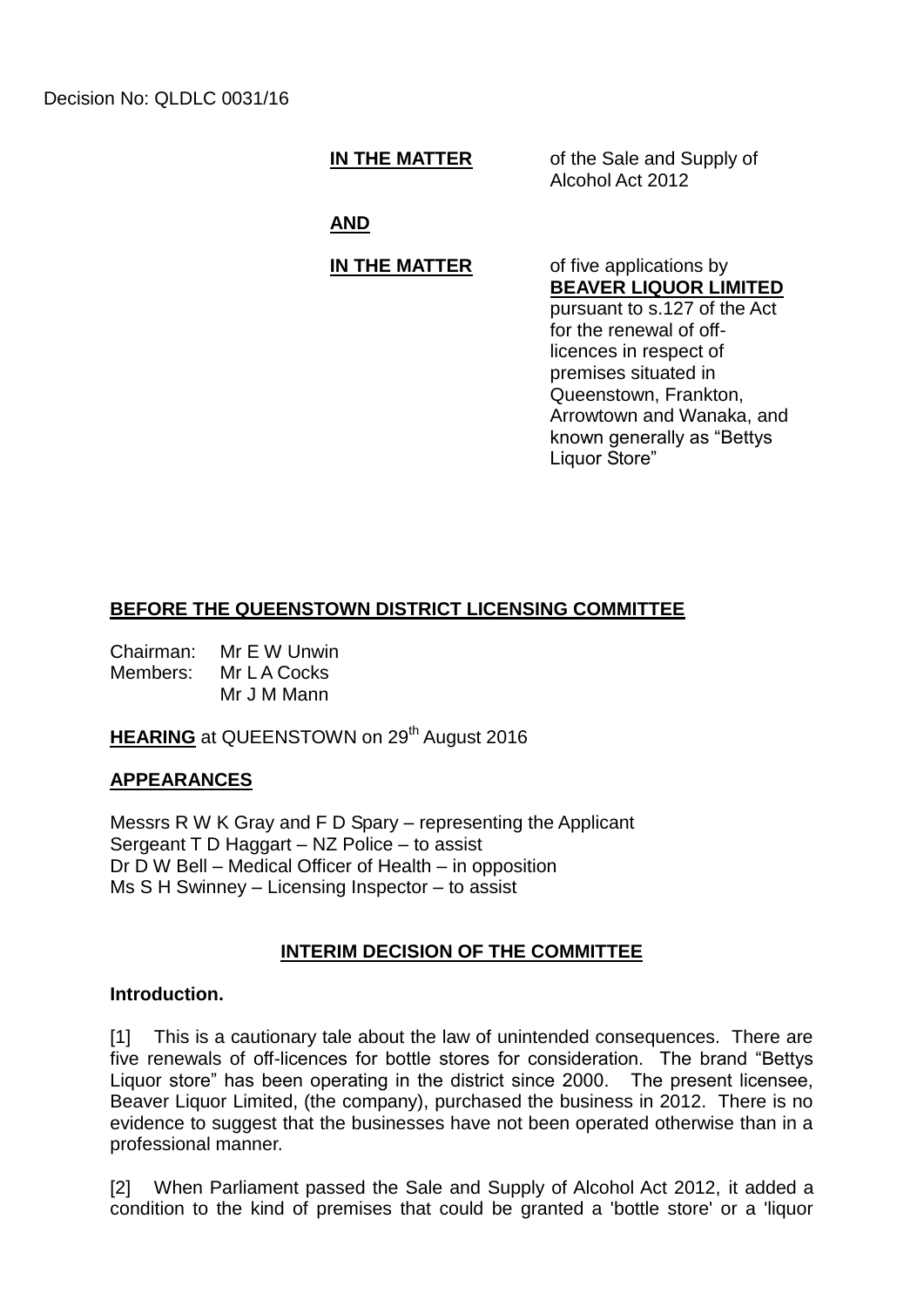Decision No: QLDLC 0031/16

**IN THE MATTER** of the Sale and Supply of Alcohol Act 2012

**AND**

**IN THE MATTER** of five applications by **BEAVER LIQUOR LIMITED** pursuant to s.127 of the Act for the renewal of off-licences in respect of premises situated in Queenstown, Frankton, Arrowtown and Wanaka, and known generally as "Bettys Liquor Store"

**BEFORE THE QUEENSTOWN DISTRICT LICENSING COMMITTEE**

Chairman: Mr E W Unwin
Members: Mr L A Cocks
Mr J M Mann

**HEARING** at QUEENSTOWN on 29th August 2016

**APPEARANCES**

Messrs R W K Gray and F D Spary – representing the Applicant
Sergeant T D Haggart – NZ Police – to assist
Dr D W Bell – Medical Officer of Health – in opposition
Ms S H Swinney – Licensing Inspector – to assist

**INTERIM DECISION OF THE COMMITTEE**

**Introduction.**

[1] This is a cautionary tale about the law of unintended consequences. There are five renewals of off-licences for bottle stores for consideration. The brand "Bettys Liquor store" has been operating in the district since 2000. The present licensee, Beaver Liquor Limited, (the company), purchased the business in 2012. There is no evidence to suggest that the businesses have not been operated otherwise than in a professional manner.

[2] When Parliament passed the Sale and Supply of Alcohol Act 2012, it added a condition to the kind of premises that could be granted a 'bottle store' or a 'liquor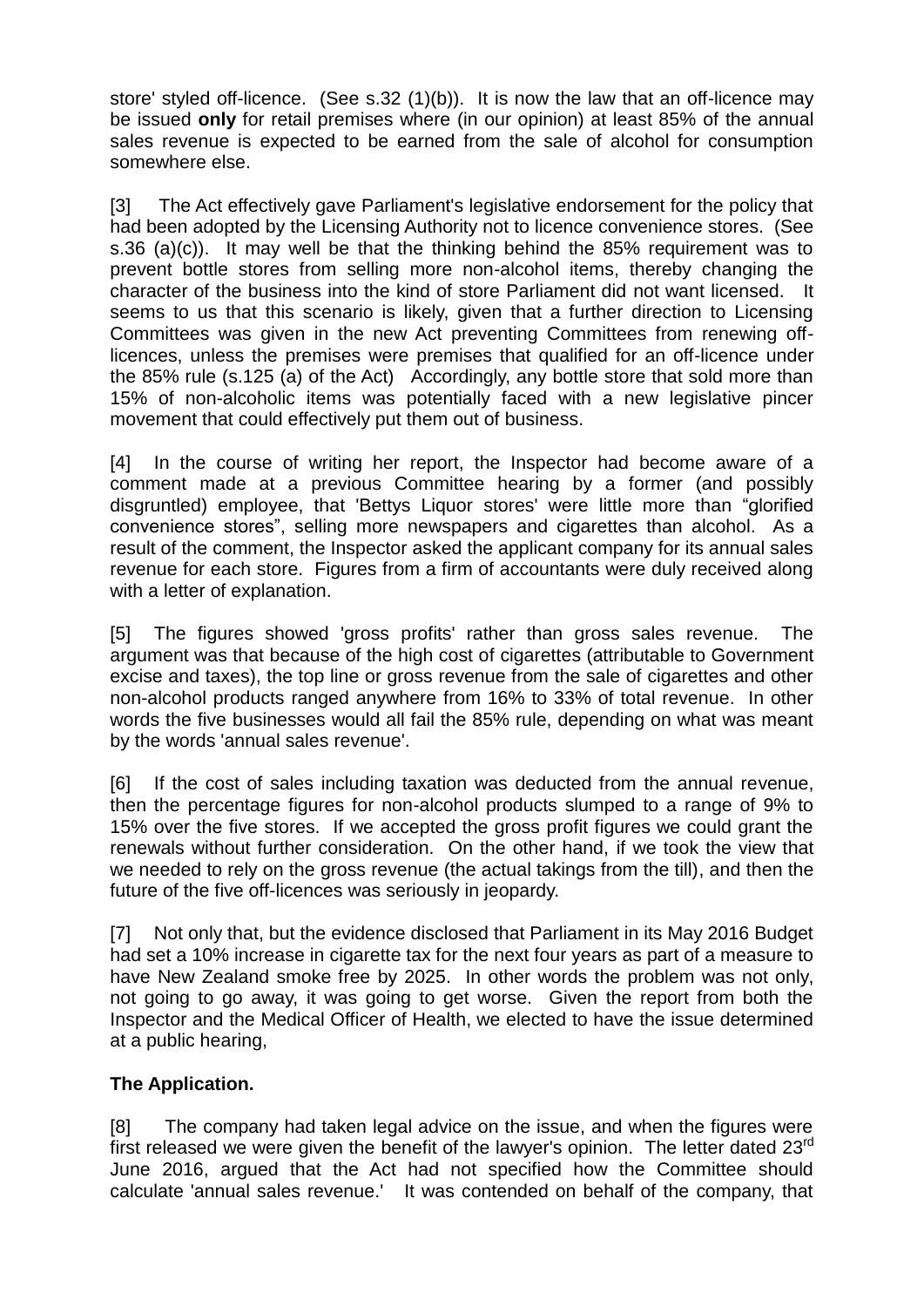store' styled off-licence. (See s.32 (1)(b)). It is now the law that an off-licence may be issued **only** for retail premises where (in our opinion) at least 85% of the annual sales revenue is expected to be earned from the sale of alcohol for consumption somewhere else.

[3] The Act effectively gave Parliament's legislative endorsement for the policy that had been adopted by the Licensing Authority not to licence convenience stores. (See s.36 (a)(c)). It may well be that the thinking behind the 85% requirement was to prevent bottle stores from selling more non-alcohol items, thereby changing the character of the business into the kind of store Parliament did not want licensed. It seems to us that this scenario is likely, given that a further direction to Licensing Committees was given in the new Act preventing Committees from renewing off-licences, unless the premises were premises that qualified for an off-licence under the 85% rule (s.125 (a) of the Act) Accordingly, any bottle store that sold more than 15% of non-alcoholic items was potentially faced with a new legislative pincer movement that could effectively put them out of business.

[4] In the course of writing her report, the Inspector had become aware of a comment made at a previous Committee hearing by a former (and possibly disgruntled) employee, that 'Bettys Liquor stores' were little more than "glorified convenience stores", selling more newspapers and cigarettes than alcohol. As a result of the comment, the Inspector asked the applicant company for its annual sales revenue for each store. Figures from a firm of accountants were duly received along with a letter of explanation.

[5] The figures showed 'gross profits' rather than gross sales revenue. The argument was that because of the high cost of cigarettes (attributable to Government excise and taxes), the top line or gross revenue from the sale of cigarettes and other non-alcohol products ranged anywhere from 16% to 33% of total revenue. In other words the five businesses would all fail the 85% rule, depending on what was meant by the words 'annual sales revenue'.

[6] If the cost of sales including taxation was deducted from the annual revenue, then the percentage figures for non-alcohol products slumped to a range of 9% to 15% over the five stores. If we accepted the gross profit figures we could grant the renewals without further consideration. On the other hand, if we took the view that we needed to rely on the gross revenue (the actual takings from the till), and then the future of the five off-licences was seriously in jeopardy.

[7] Not only that, but the evidence disclosed that Parliament in its May 2016 Budget had set a 10% increase in cigarette tax for the next four years as part of a measure to have New Zealand smoke free by 2025. In other words the problem was not only, not going to go away, it was going to get worse. Given the report from both the Inspector and the Medical Officer of Health, we elected to have the issue determined at a public hearing,

**The Application.**

[8] The company had taken legal advice on the issue, and when the figures were first released we were given the benefit of the lawyer's opinion. The letter dated 23rd June 2016, argued that the Act had not specified how the Committee should calculate 'annual sales revenue.' It was contended on behalf of the company, that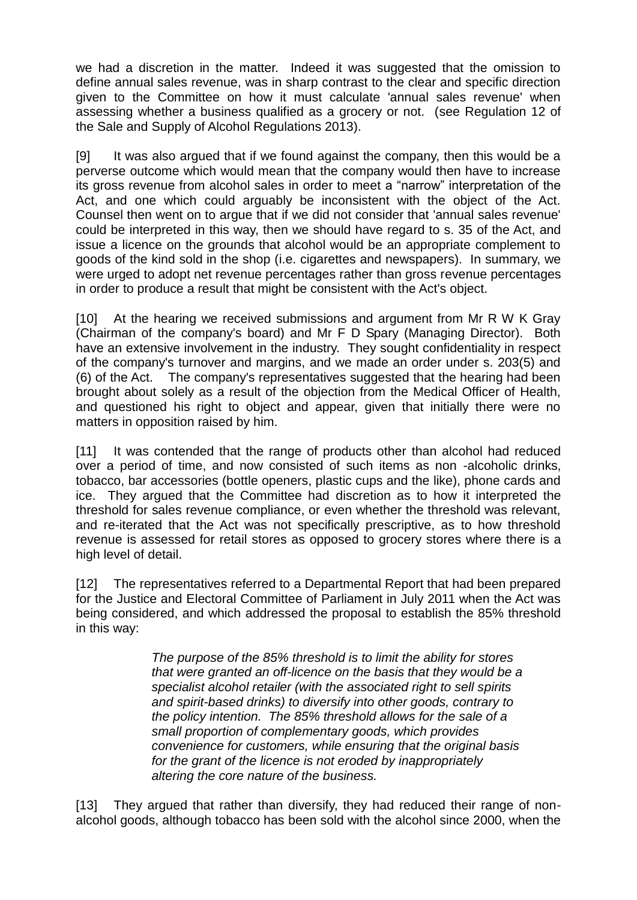we had a discretion in the matter. Indeed it was suggested that the omission to define annual sales revenue, was in sharp contrast to the clear and specific direction given to the Committee on how it must calculate 'annual sales revenue' when assessing whether a business qualified as a grocery or not. (see Regulation 12 of the Sale and Supply of Alcohol Regulations 2013).

[9] It was also argued that if we found against the company, then this would be a perverse outcome which would mean that the company would then have to increase its gross revenue from alcohol sales in order to meet a "narrow" interpretation of the Act, and one which could arguably be inconsistent with the object of the Act. Counsel then went on to argue that if we did not consider that 'annual sales revenue' could be interpreted in this way, then we should have regard to s. 35 of the Act, and issue a licence on the grounds that alcohol would be an appropriate complement to goods of the kind sold in the shop (i.e. cigarettes and newspapers). In summary, we were urged to adopt net revenue percentages rather than gross revenue percentages in order to produce a result that might be consistent with the Act's object.

[10] At the hearing we received submissions and argument from Mr R W K Gray (Chairman of the company's board) and Mr F D Spary (Managing Director). Both have an extensive involvement in the industry. They sought confidentiality in respect of the company's turnover and margins, and we made an order under s. 203(5) and (6) of the Act. The company's representatives suggested that the hearing had been brought about solely as a result of the objection from the Medical Officer of Health, and questioned his right to object and appear, given that initially there were no matters in opposition raised by him.

[11] It was contended that the range of products other than alcohol had reduced over a period of time, and now consisted of such items as non -alcoholic drinks, tobacco, bar accessories (bottle openers, plastic cups and the like), phone cards and ice. They argued that the Committee had discretion as to how it interpreted the threshold for sales revenue compliance, or even whether the threshold was relevant, and re-iterated that the Act was not specifically prescriptive, as to how threshold revenue is assessed for retail stores as opposed to grocery stores where there is a high level of detail.

[12] The representatives referred to a Departmental Report that had been prepared for the Justice and Electoral Committee of Parliament in July 2011 when the Act was being considered, and which addressed the proposal to establish the 85% threshold in this way:

> *The purpose of the 85% threshold is to limit the ability for stores that were granted an off-licence on the basis that they would be a specialist alcohol retailer (with the associated right to sell spirits and spirit-based drinks) to diversify into other goods, contrary to the policy intention. The 85% threshold allows for the sale of a small proportion of complementary goods, which provides convenience for customers, while ensuring that the original basis for the grant of the licence is not eroded by inappropriately altering the core nature of the business.*

[13] They argued that rather than diversify, they had reduced their range of non-alcohol goods, although tobacco has been sold with the alcohol since 2000, when the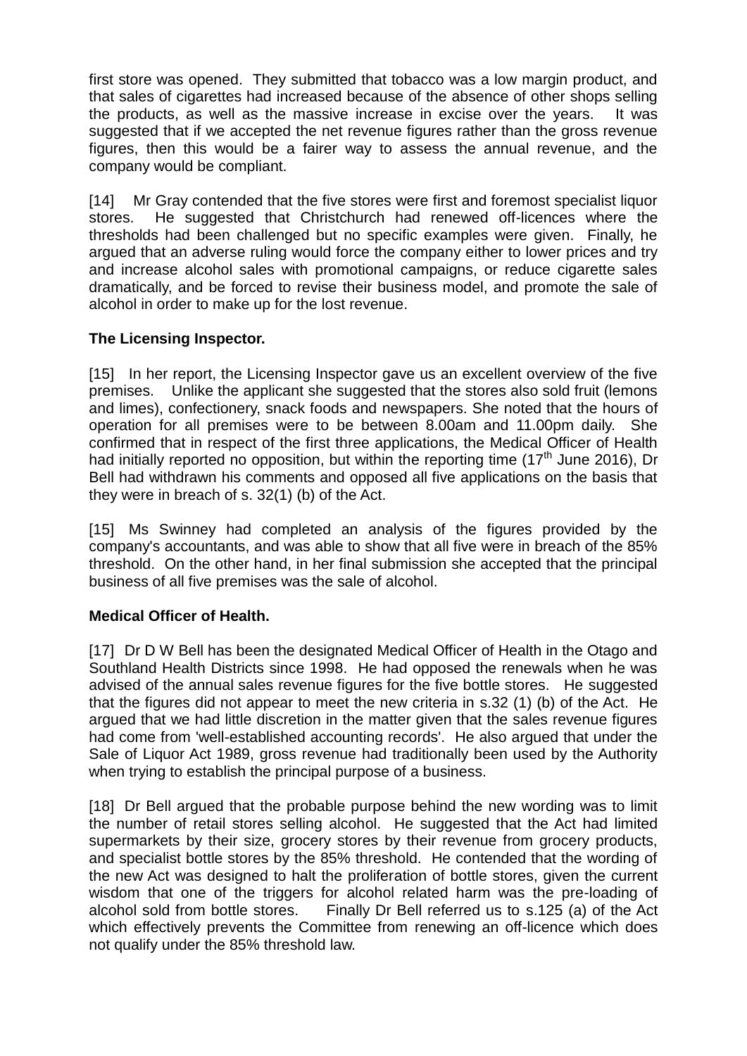first store was opened. They submitted that tobacco was a low margin product, and that sales of cigarettes had increased because of the absence of other shops selling the products, as well as the massive increase in excise over the years. It was suggested that if we accepted the net revenue figures rather than the gross revenue figures, then this would be a fairer way to assess the annual revenue, and the company would be compliant.

[14] Mr Gray contended that the five stores were first and foremost specialist liquor stores. He suggested that Christchurch had renewed off-licences where the thresholds had been challenged but no specific examples were given. Finally, he argued that an adverse ruling would force the company either to lower prices and try and increase alcohol sales with promotional campaigns, or reduce cigarette sales dramatically, and be forced to revise their business model, and promote the sale of alcohol in order to make up for the lost revenue.

**The Licensing Inspector.**

[15] In her report, the Licensing Inspector gave us an excellent overview of the five premises. Unlike the applicant she suggested that the stores also sold fruit (lemons and limes), confectionery, snack foods and newspapers. She noted that the hours of operation for all premises were to be between 8.00am and 11.00pm daily. She confirmed that in respect of the first three applications, the Medical Officer of Health had initially reported no opposition, but within the reporting time (17th June 2016), Dr Bell had withdrawn his comments and opposed all five applications on the basis that they were in breach of s. 32(1) (b) of the Act.

[15] Ms Swinney had completed an analysis of the figures provided by the company's accountants, and was able to show that all five were in breach of the 85% threshold. On the other hand, in her final submission she accepted that the principal business of all five premises was the sale of alcohol.

**Medical Officer of Health.**

[17] Dr D W Bell has been the designated Medical Officer of Health in the Otago and Southland Health Districts since 1998. He had opposed the renewals when he was advised of the annual sales revenue figures for the five bottle stores. He suggested that the figures did not appear to meet the new criteria in s.32 (1) (b) of the Act. He argued that we had little discretion in the matter given that the sales revenue figures had come from 'well-established accounting records'. He also argued that under the Sale of Liquor Act 1989, gross revenue had traditionally been used by the Authority when trying to establish the principal purpose of a business.

[18] Dr Bell argued that the probable purpose behind the new wording was to limit the number of retail stores selling alcohol. He suggested that the Act had limited supermarkets by their size, grocery stores by their revenue from grocery products, and specialist bottle stores by the 85% threshold. He contended that the wording of the new Act was designed to halt the proliferation of bottle stores, given the current wisdom that one of the triggers for alcohol related harm was the pre-loading of alcohol sold from bottle stores. Finally Dr Bell referred us to s.125 (a) of the Act which effectively prevents the Committee from renewing an off-licence which does not qualify under the 85% threshold law.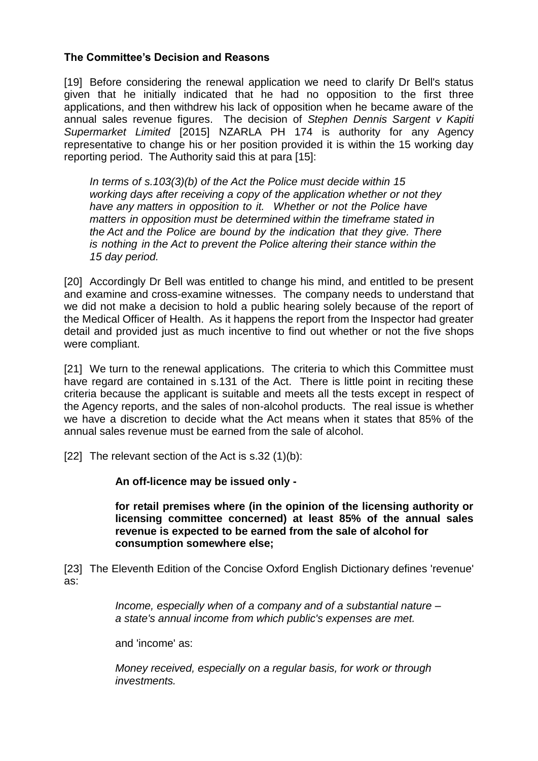**The Committee's Decision and Reasons**

[19] Before considering the renewal application we need to clarify Dr Bell's status given that he initially indicated that he had no opposition to the first three applications, and then withdrew his lack of opposition when he became aware of the annual sales revenue figures. The decision of *Stephen Dennis Sargent v Kapiti Supermarket Limited* [2015] NZARLA PH 174 is authority for any Agency representative to change his or her position provided it is within the 15 working day reporting period. The Authority said this at para [15]:

> *In terms of s.103(3)(b) of the Act the Police must decide within 15 working days after receiving a copy of the application whether or not they have any matters in opposition to it. Whether or not the Police have matters in opposition must be determined within the timeframe stated in the Act and the Police are bound by the indication that they give. There is nothing in the Act to prevent the Police altering their stance within the 15 day period.*

[20] Accordingly Dr Bell was entitled to change his mind, and entitled to be present and examine and cross-examine witnesses. The company needs to understand that we did not make a decision to hold a public hearing solely because of the report of the Medical Officer of Health. As it happens the report from the Inspector had greater detail and provided just as much incentive to find out whether or not the five shops were compliant.

[21] We turn to the renewal applications. The criteria to which this Committee must have regard are contained in s.131 of the Act. There is little point in reciting these criteria because the applicant is suitable and meets all the tests except in respect of the Agency reports, and the sales of non-alcohol products. The real issue is whether we have a discretion to decide what the Act means when it states that 85% of the annual sales revenue must be earned from the sale of alcohol.

[22] The relevant section of the Act is s.32 (1)(b):

> **An off-licence may be issued only -**
>
> **for retail premises where (in the opinion of the licensing authority or licensing committee concerned) at least 85% of the annual sales revenue is expected to be earned from the sale of alcohol for consumption somewhere else;**

[23] The Eleventh Edition of the Concise Oxford English Dictionary defines 'revenue' as:

> *Income, especially when of a company and of a substantial nature – a state's annual income from which public's expenses are met.*
>
> and 'income' as:
>
> *Money received, especially on a regular basis, for work or through investments.*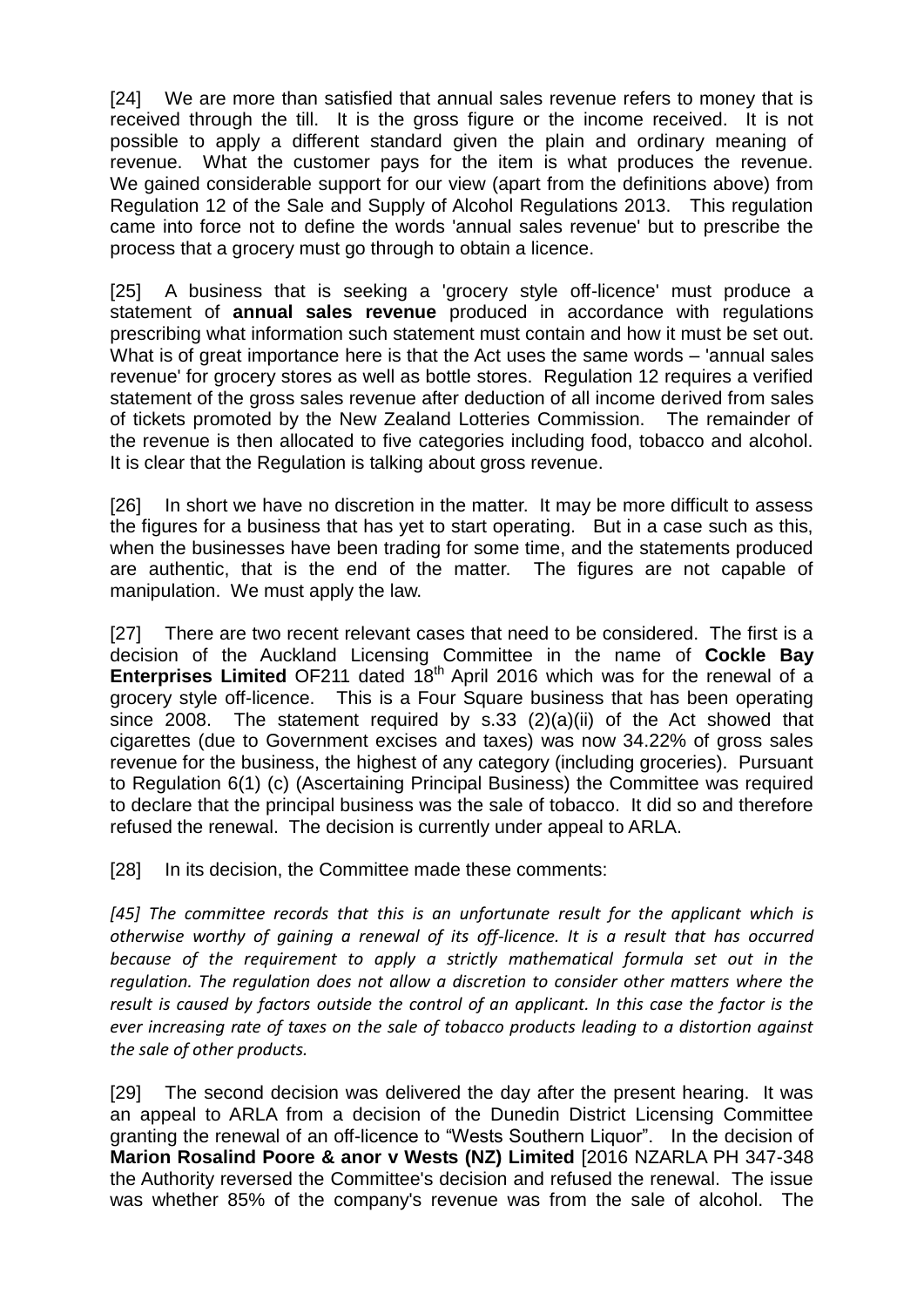[24] We are more than satisfied that annual sales revenue refers to money that is received through the till. It is the gross figure or the income received. It is not possible to apply a different standard given the plain and ordinary meaning of revenue. What the customer pays for the item is what produces the revenue. We gained considerable support for our view (apart from the definitions above) from Regulation 12 of the Sale and Supply of Alcohol Regulations 2013. This regulation came into force not to define the words 'annual sales revenue' but to prescribe the process that a grocery must go through to obtain a licence.

[25] A business that is seeking a 'grocery style off-licence' must produce a statement of **annual sales revenue** produced in accordance with regulations prescribing what information such statement must contain and how it must be set out. What is of great importance here is that the Act uses the same words – 'annual sales revenue' for grocery stores as well as bottle stores. Regulation 12 requires a verified statement of the gross sales revenue after deduction of all income derived from sales of tickets promoted by the New Zealand Lotteries Commission. The remainder of the revenue is then allocated to five categories including food, tobacco and alcohol. It is clear that the Regulation is talking about gross revenue.

[26] In short we have no discretion in the matter. It may be more difficult to assess the figures for a business that has yet to start operating. But in a case such as this, when the businesses have been trading for some time, and the statements produced are authentic, that is the end of the matter. The figures are not capable of manipulation. We must apply the law.

[27] There are two recent relevant cases that need to be considered. The first is a decision of the Auckland Licensing Committee in the name of **Cockle Bay Enterprises Limited** OF211 dated 18th April 2016 which was for the renewal of a grocery style off-licence. This is a Four Square business that has been operating since 2008. The statement required by s.33 (2)(a)(ii) of the Act showed that cigarettes (due to Government excises and taxes) was now 34.22% of gross sales revenue for the business, the highest of any category (including groceries). Pursuant to Regulation 6(1) (c) (Ascertaining Principal Business) the Committee was required to declare that the principal business was the sale of tobacco. It did so and therefore refused the renewal. The decision is currently under appeal to ARLA.

[28] In its decision, the Committee made these comments:

*[45] The committee records that this is an unfortunate result for the applicant which is otherwise worthy of gaining a renewal of its off-licence. It is a result that has occurred because of the requirement to apply a strictly mathematical formula set out in the regulation. The regulation does not allow a discretion to consider other matters where the result is caused by factors outside the control of an applicant. In this case the factor is the ever increasing rate of taxes on the sale of tobacco products leading to a distortion against the sale of other products.*

[29] The second decision was delivered the day after the present hearing. It was an appeal to ARLA from a decision of the Dunedin District Licensing Committee granting the renewal of an off-licence to "Wests Southern Liquor". In the decision of **Marion Rosalind Poore & anor v Wests (NZ) Limited** [2016 NZARLA PH 347-348 the Authority reversed the Committee's decision and refused the renewal. The issue was whether 85% of the company's revenue was from the sale of alcohol. The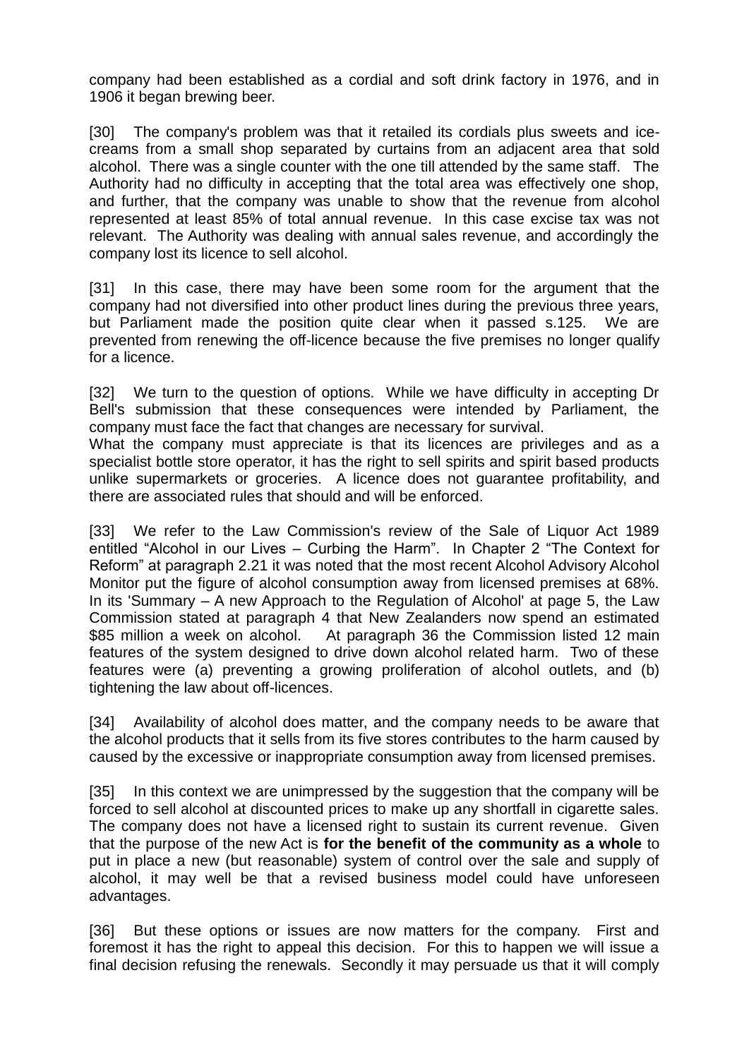company had been established as a cordial and soft drink factory in 1976, and in 1906 it began brewing beer.

[30] The company's problem was that it retailed its cordials plus sweets and ice-creams from a small shop separated by curtains from an adjacent area that sold alcohol. There was a single counter with the one till attended by the same staff. The Authority had no difficulty in accepting that the total area was effectively one shop, and further, that the company was unable to show that the revenue from alcohol represented at least 85% of total annual revenue. In this case excise tax was not relevant. The Authority was dealing with annual sales revenue, and accordingly the company lost its licence to sell alcohol.

[31] In this case, there may have been some room for the argument that the company had not diversified into other product lines during the previous three years, but Parliament made the position quite clear when it passed s.125. We are prevented from renewing the off-licence because the five premises no longer qualify for a licence.

[32] We turn to the question of options. While we have difficulty in accepting Dr Bell's submission that these consequences were intended by Parliament, the company must face the fact that changes are necessary for survival.
What the company must appreciate is that its licences are privileges and as a specialist bottle store operator, it has the right to sell spirits and spirit based products unlike supermarkets or groceries. A licence does not guarantee profitability, and there are associated rules that should and will be enforced.

[33] We refer to the Law Commission's review of the Sale of Liquor Act 1989 entitled "Alcohol in our Lives – Curbing the Harm". In Chapter 2 "The Context for Reform" at paragraph 2.21 it was noted that the most recent Alcohol Advisory Alcohol Monitor put the figure of alcohol consumption away from licensed premises at 68%. In its 'Summary – A new Approach to the Regulation of Alcohol' at page 5, the Law Commission stated at paragraph 4 that New Zealanders now spend an estimated $85 million a week on alcohol. At paragraph 36 the Commission listed 12 main features of the system designed to drive down alcohol related harm. Two of these features were (a) preventing a growing proliferation of alcohol outlets, and (b) tightening the law about off-licences.

[34] Availability of alcohol does matter, and the company needs to be aware that the alcohol products that it sells from its five stores contributes to the harm caused by caused by the excessive or inappropriate consumption away from licensed premises.

[35] In this context we are unimpressed by the suggestion that the company will be forced to sell alcohol at discounted prices to make up any shortfall in cigarette sales. The company does not have a licensed right to sustain its current revenue. Given that the purpose of the new Act is **for the benefit of the community as a whole** to put in place a new (but reasonable) system of control over the sale and supply of alcohol, it may well be that a revised business model could have unforeseen advantages.

[36] But these options or issues are now matters for the company. First and foremost it has the right to appeal this decision. For this to happen we will issue a final decision refusing the renewals. Secondly it may persuade us that it will comply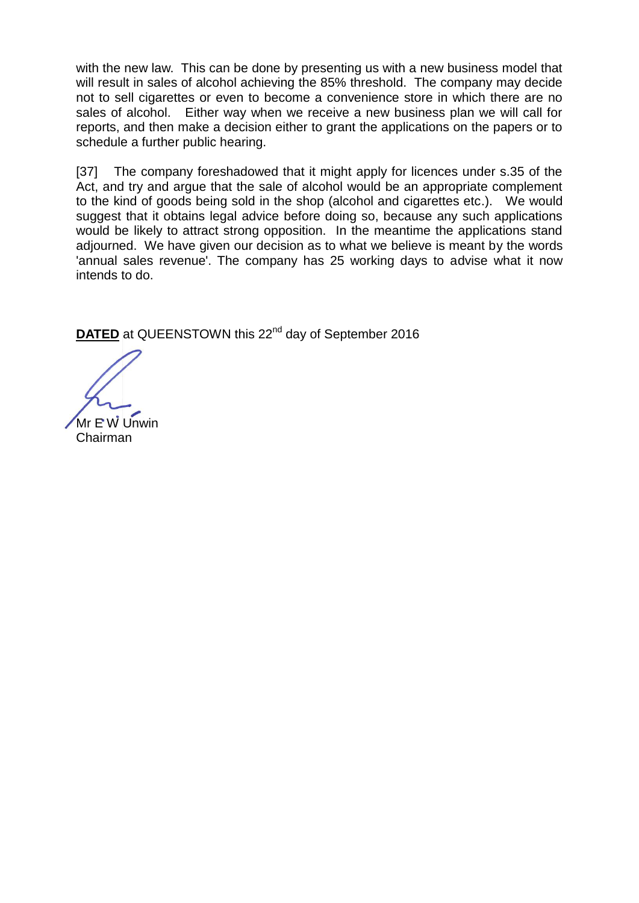with the new law. This can be done by presenting us with a new business model that will result in sales of alcohol achieving the 85% threshold. The company may decide not to sell cigarettes or even to become a convenience store in which there are no sales of alcohol. Either way when we receive a new business plan we will call for reports, and then make a decision either to grant the applications on the papers or to schedule a further public hearing.

[37] The company foreshadowed that it might apply for licences under s.35 of the Act, and try and argue that the sale of alcohol would be an appropriate complement to the kind of goods being sold in the shop (alcohol and cigarettes etc.). We would suggest that it obtains legal advice before doing so, because any such applications would be likely to attract strong opposition. In the meantime the applications stand adjourned. We have given our decision as to what we believe is meant by the words 'annual sales revenue'. The company has 25 working days to advise what it now intends to do.

**DATED** at QUEENSTOWN this 22nd day of September 2016

Mr E W Unwin
Chairman